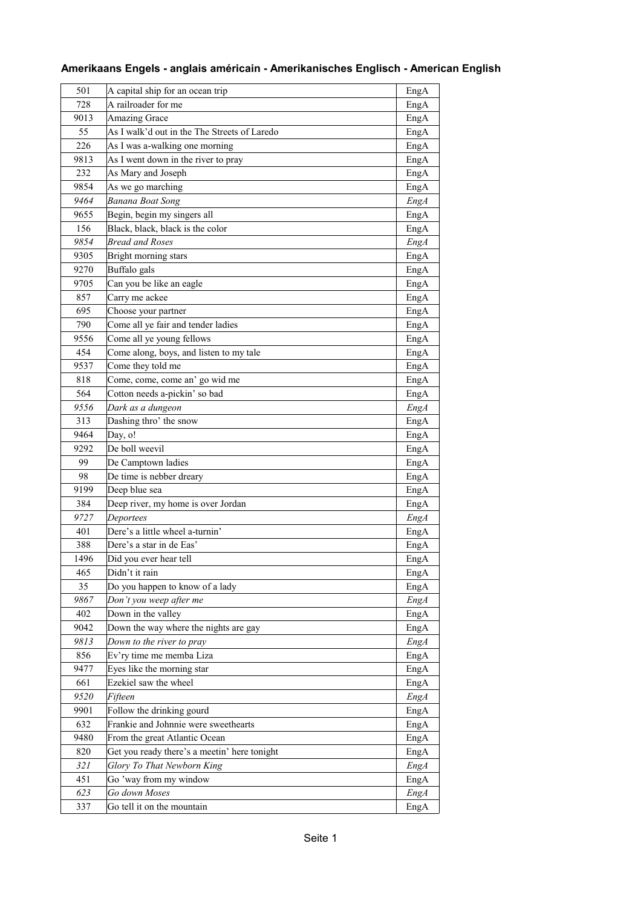## Amerikaans Engels - anglais américain - Amerikanisches Englisch - American English

| | | |
|---|---|---|
| 501 | A capital ship for an ocean trip | EngA |
| 728 | A railroader for me | EngA |
| 9013 | Amazing Grace | EngA |
| 55 | As I walk'd out in the The Streets of Laredo | EngA |
| 226 | As I was a-walking one morning | EngA |
| 9813 | As I went down in the river to pray | EngA |
| 232 | As Mary and Joseph | EngA |
| 9854 | As we go marching | EngA |
| *9464* | *Banana Boat Song* | *EngA* |
| 9655 | Begin, begin my singers all | EngA |
| 156 | Black, black, black is the color | EngA |
| *9854* | *Bread and Roses* | *EngA* |
| 9305 | Bright morning stars | EngA |
| 9270 | Buffalo gals | EngA |
| 9705 | Can you be like an eagle | EngA |
| 857 | Carry me ackee | EngA |
| 695 | Choose your partner | EngA |
| 790 | Come all ye fair and tender ladies | EngA |
| 9556 | Come all ye young fellows | EngA |
| 454 | Come along, boys, and listen to my tale | EngA |
| 9537 | Come they told me | EngA |
| 818 | Come, come, come an' go wid me | EngA |
| 564 | Cotton needs a-pickin' so bad | EngA |
| *9556* | *Dark as a dungeon* | *EngA* |
| 313 | Dashing thro' the snow | EngA |
| 9464 | Day, o! | EngA |
| 9292 | De boll weevil | EngA |
| 99 | De Camptown ladies | EngA |
| 98 | De time is nebber dreary | EngA |
| 9199 | Deep blue sea | EngA |
| 384 | Deep river, my home is over Jordan | EngA |
| *9727* | *Deportees* | *EngA* |
| 401 | Dere's a little wheel a-turnin' | EngA |
| 388 | Dere's a star in de Eas' | EngA |
| 1496 | Did you ever hear tell | EngA |
| 465 | Didn't it rain | EngA |
| 35 | Do you happen to know of a lady | EngA |
| *9867* | *Don't you weep after me* | *EngA* |
| 402 | Down in the valley | EngA |
| 9042 | Down the way where the nights are gay | EngA |
| *9813* | *Down to the river to pray* | *EngA* |
| 856 | Ev'ry time me memba Liza | EngA |
| 9477 | Eyes like the morning star | EngA |
| 661 | Ezekiel saw the wheel | EngA |
| *9520* | *Fifteen* | *EngA* |
| 9901 | Follow the drinking gourd | EngA |
| 632 | Frankie and Johnnie were sweethearts | EngA |
| 9480 | From the great Atlantic Ocean | EngA |
| 820 | Get you ready there's a meetin' here tonight | EngA |
| *321* | *Glory To That Newborn King* | *EngA* |
| 451 | Go 'way from my window | EngA |
| *623* | *Go down Moses* | *EngA* |
| 337 | Go tell it on the mountain | EngA |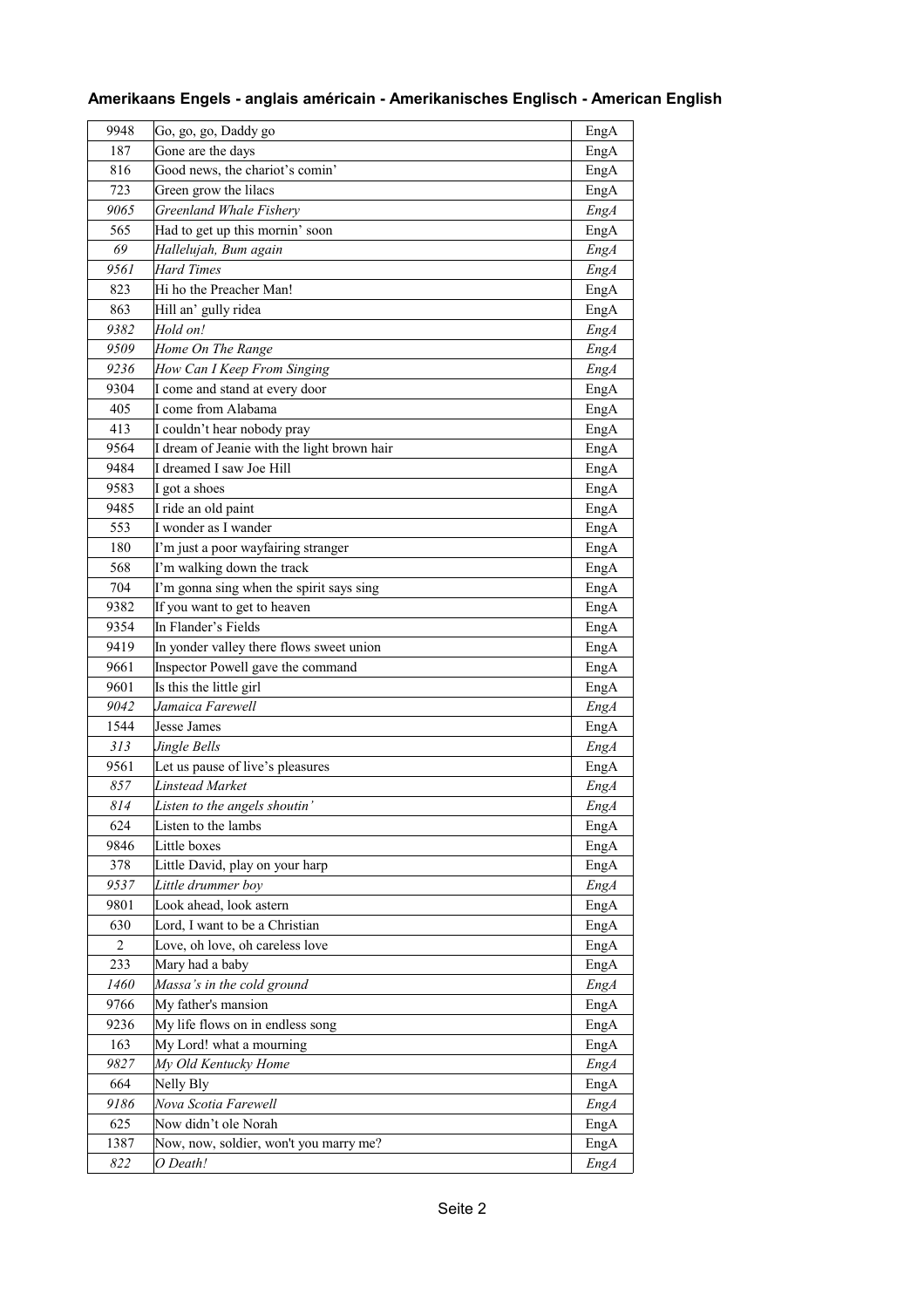**Amerikaans Engels - anglais américain - Amerikanisches Englisch - American English**

| | | |
|---|---|---|
| 9948 | Go, go, go, Daddy go | EngA |
| 187 | Gone are the days | EngA |
| 816 | Good news, the chariot's comin' | EngA |
| 723 | Green grow the lilacs | EngA |
| *9065* | *Greenland Whale Fishery* | *EngA* |
| 565 | Had to get up this mornin' soon | EngA |
| *69* | *Hallelujah, Bum again* | *EngA* |
| *9561* | *Hard Times* | *EngA* |
| 823 | Hi ho the Preacher Man! | EngA |
| 863 | Hill an' gully ridea | EngA |
| *9382* | *Hold on!* | *EngA* |
| *9509* | *Home On The Range* | *EngA* |
| *9236* | *How Can I Keep From Singing* | *EngA* |
| 9304 | I come and stand at every door | EngA |
| 405 | I come from Alabama | EngA |
| 413 | I couldn't hear nobody pray | EngA |
| 9564 | I dream of Jeanie with the light brown hair | EngA |
| 9484 | I dreamed I saw Joe Hill | EngA |
| 9583 | I got a shoes | EngA |
| 9485 | I ride an old paint | EngA |
| 553 | I wonder as I wander | EngA |
| 180 | I'm just a poor wayfairing stranger | EngA |
| 568 | I'm walking down the track | EngA |
| 704 | I'm gonna sing when the spirit says sing | EngA |
| 9382 | If you want to get to heaven | EngA |
| 9354 | In Flander's Fields | EngA |
| 9419 | In yonder valley there flows sweet union | EngA |
| 9661 | Inspector Powell gave the command | EngA |
| 9601 | Is this the little girl | EngA |
| *9042* | *Jamaica Farewell* | *EngA* |
| 1544 | Jesse James | EngA |
| *313* | *Jingle Bells* | *EngA* |
| 9561 | Let us pause of live's pleasures | EngA |
| *857* | *Linstead Market* | *EngA* |
| *814* | *Listen to the angels shoutin'* | *EngA* |
| 624 | Listen to the lambs | EngA |
| 9846 | Little boxes | EngA |
| 378 | Little David, play on your harp | EngA |
| *9537* | *Little drummer boy* | *EngA* |
| 9801 | Look ahead, look astern | EngA |
| 630 | Lord, I want to be a Christian | EngA |
| 2 | Love, oh love, oh careless love | EngA |
| 233 | Mary had a baby | EngA |
| *1460* | *Massa's in the cold ground* | *EngA* |
| 9766 | My father's mansion | EngA |
| 9236 | My life flows on in endless song | EngA |
| 163 | My Lord! what a mourning | EngA |
| *9827* | *My Old Kentucky Home* | *EngA* |
| 664 | Nelly Bly | EngA |
| *9186* | *Nova Scotia Farewell* | *EngA* |
| 625 | Now didn't ole Norah | EngA |
| 1387 | Now, now, soldier, won't you marry me? | EngA |
| *822* | *O Death!* | *EngA* |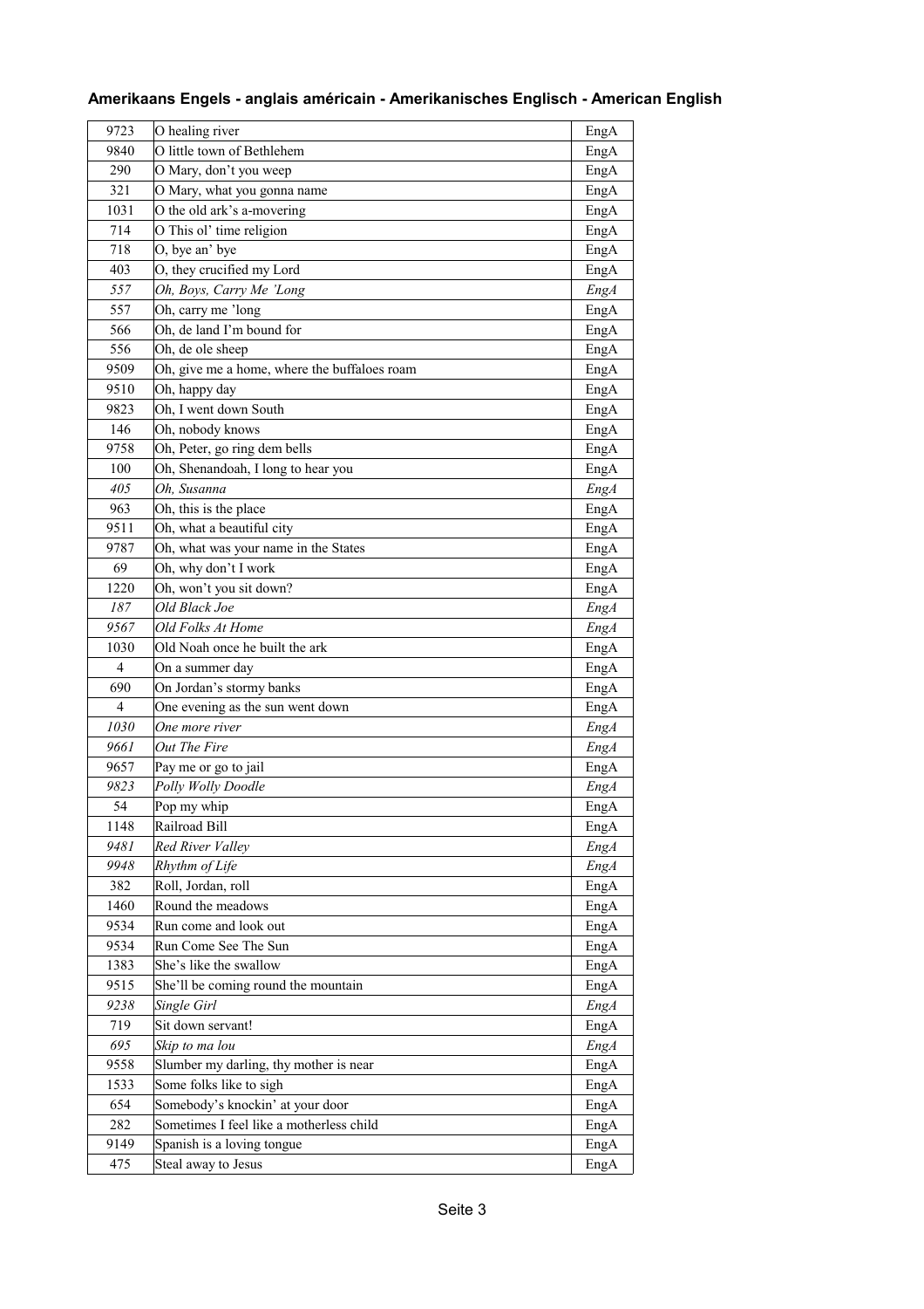**Amerikaans Engels - anglais américain - Amerikanisches Englisch - American English**

| | | |
|---|---|---|
| 9723 | O healing river | EngA |
| 9840 | O little town of Bethlehem | EngA |
| 290 | O Mary, don't you weep | EngA |
| 321 | O Mary, what you gonna name | EngA |
| 1031 | O the old ark's a-movering | EngA |
| 714 | O This ol' time religion | EngA |
| 718 | O, bye an' bye | EngA |
| 403 | O, they crucified my Lord | EngA |
| *557* | *Oh, Boys, Carry Me 'Long* | *EngA* |
| 557 | Oh, carry me 'long | EngA |
| 566 | Oh, de land I'm bound for | EngA |
| 556 | Oh, de ole sheep | EngA |
| 9509 | Oh, give me a home, where the buffaloes roam | EngA |
| 9510 | Oh, happy day | EngA |
| 9823 | Oh, I went down South | EngA |
| 146 | Oh, nobody knows | EngA |
| 9758 | Oh, Peter, go ring dem bells | EngA |
| 100 | Oh, Shenandoah, I long to hear you | EngA |
| *405* | *Oh, Susanna* | *EngA* |
| 963 | Oh, this is the place | EngA |
| 9511 | Oh, what a beautiful city | EngA |
| 9787 | Oh, what was your name in the States | EngA |
| 69 | Oh, why don't I work | EngA |
| 1220 | Oh, won't you sit down? | EngA |
| *187* | *Old Black Joe* | *EngA* |
| *9567* | *Old Folks At Home* | *EngA* |
| 1030 | Old Noah once he built the ark | EngA |
| 4 | On a summer day | EngA |
| 690 | On Jordan's stormy banks | EngA |
| 4 | One evening as the sun went down | EngA |
| *1030* | *One more river* | *EngA* |
| *9661* | *Out The Fire* | *EngA* |
| 9657 | Pay me or go to jail | EngA |
| *9823* | *Polly Wolly Doodle* | *EngA* |
| 54 | Pop my whip | EngA |
| 1148 | Railroad Bill | EngA |
| *9481* | *Red River Valley* | *EngA* |
| *9948* | *Rhythm of Life* | *EngA* |
| 382 | Roll, Jordan, roll | EngA |
| 1460 | Round the meadows | EngA |
| 9534 | Run come and look out | EngA |
| 9534 | Run Come See The Sun | EngA |
| 1383 | She's like the swallow | EngA |
| 9515 | She'll be coming round the mountain | EngA |
| *9238* | *Single Girl* | *EngA* |
| 719 | Sit down servant! | EngA |
| *695* | *Skip to ma lou* | *EngA* |
| 9558 | Slumber my darling, thy mother is near | EngA |
| 1533 | Some folks like to sigh | EngA |
| 654 | Somebody's knockin' at your door | EngA |
| 282 | Sometimes I feel like a motherless child | EngA |
| 9149 | Spanish is a loving tongue | EngA |
| 475 | Steal away to Jesus | EngA |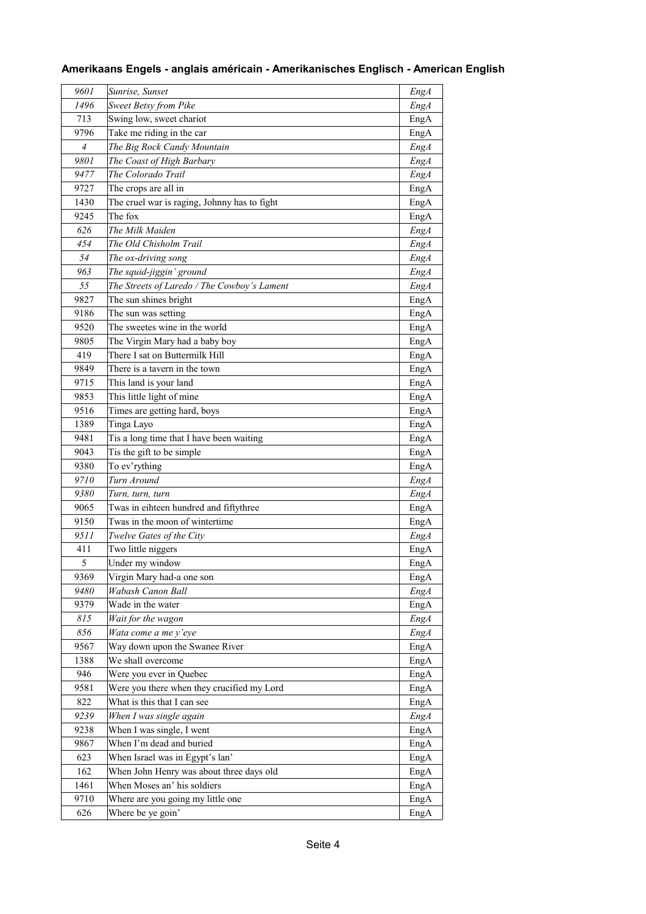## Amerikaans Engels - anglais américain - Amerikanisches Englisch - American English

| | | |
|---|---|---|
| *9601* | *Sunrise, Sunset* | *EngA* |
| *1496* | *Sweet Betsy from Pike* | *EngA* |
| 713 | Swing low, sweet chariot | EngA |
| 9796 | Take me riding in the car | EngA |
| *4* | *The Big Rock Candy Mountain* | *EngA* |
| *9801* | *The Coast of High Barbary* | *EngA* |
| *9477* | *The Colorado Trail* | *EngA* |
| 9727 | The crops are all in | EngA |
| 1430 | The cruel war is raging, Johnny has to fight | EngA |
| 9245 | The fox | EngA |
| *626* | *The Milk Maiden* | *EngA* |
| *454* | *The Old Chisholm Trail* | *EngA* |
| *54* | *The ox-driving song* | *EngA* |
| *963* | *The squid-jiggin' ground* | *EngA* |
| *55* | *The Streets of Laredo / The Cowboy's Lament* | *EngA* |
| 9827 | The sun shines bright | EngA |
| 9186 | The sun was setting | EngA |
| 9520 | The sweetes wine in the world | EngA |
| 9805 | The Virgin Mary had a baby boy | EngA |
| 419 | There I sat on Buttermilk Hill | EngA |
| 9849 | There is a tavern in the town | EngA |
| 9715 | This land is your land | EngA |
| 9853 | This little light of mine | EngA |
| 9516 | Times are getting hard, boys | EngA |
| 1389 | Tinga Layo | EngA |
| 9481 | Tis a long time that I have been waiting | EngA |
| 9043 | Tis the gift to be simple | EngA |
| 9380 | To ev'rything | EngA |
| *9710* | *Turn Around* | *EngA* |
| *9380* | *Turn, turn, turn* | *EngA* |
| 9065 | Twas in eihteen hundred and fiftythree | EngA |
| 9150 | Twas in the moon of wintertime | EngA |
| *9511* | *Twelve Gates of the City* | *EngA* |
| 411 | Two little niggers | EngA |
| 5 | Under my window | EngA |
| 9369 | Virgin Mary had-a one son | EngA |
| *9480* | *Wabash Canon Ball* | *EngA* |
| 9379 | Wade in the water | EngA |
| *815* | *Wait for the wagon* | *EngA* |
| *856* | *Wata come a me y'eye* | *EngA* |
| 9567 | Way down upon the Swanee River | EngA |
| 1388 | We shall overcome | EngA |
| 946 | Were you ever in Quebec | EngA |
| 9581 | Were you there when they crucified my Lord | EngA |
| 822 | What is this that I can see | EngA |
| *9239* | *When I was single again* | *EngA* |
| 9238 | When I was single, I went | EngA |
| 9867 | When I'm dead and buried | EngA |
| 623 | When Israel was in Egypt's lan' | EngA |
| 162 | When John Henry was about three days old | EngA |
| 1461 | When Moses an' his soldiers | EngA |
| 9710 | Where are you going my little one | EngA |
| 626 | Where be ye goin' | EngA |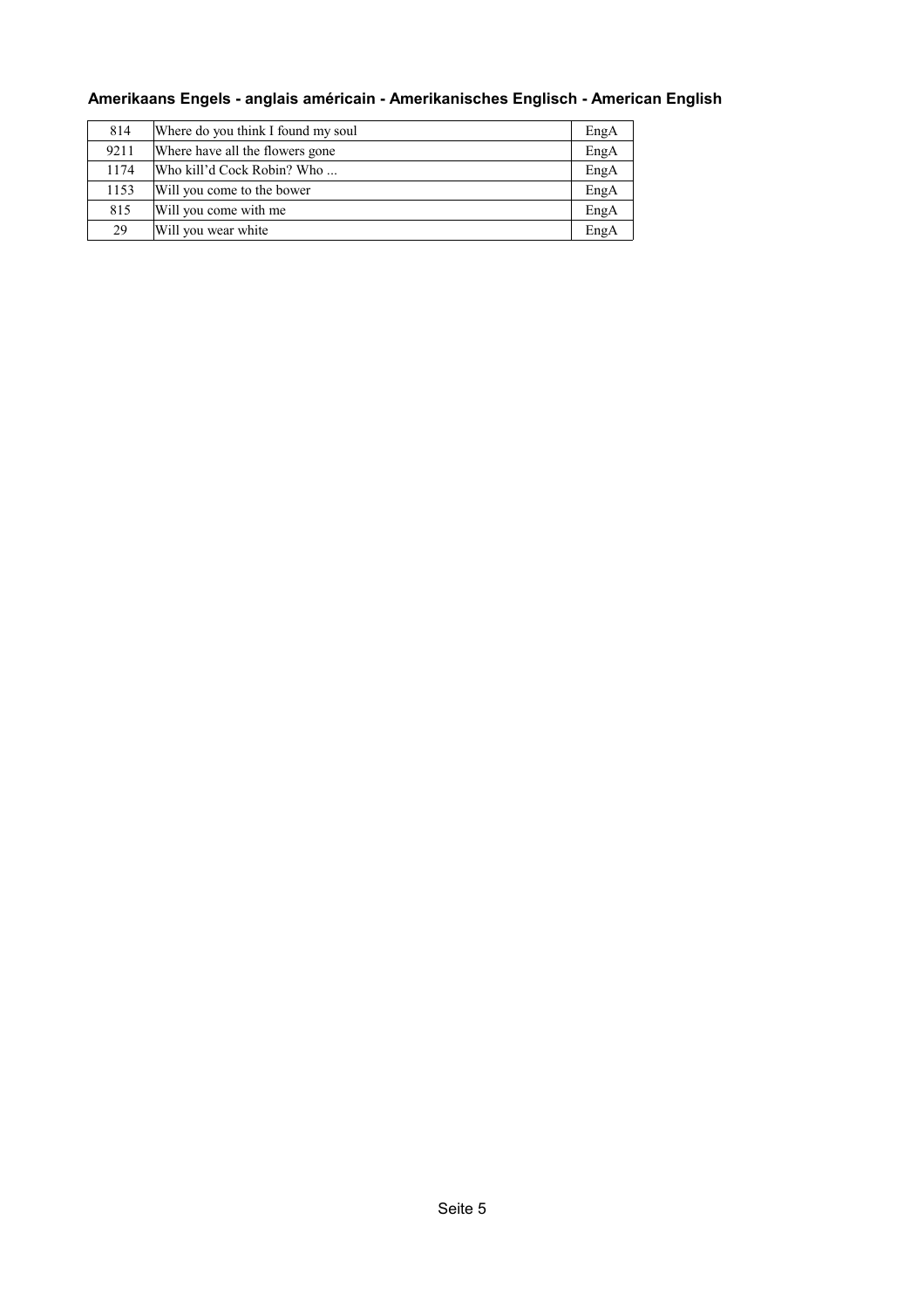**Amerikaans Engels - anglais américain - Amerikanisches Englisch - American English**

| | | |
|---|---|---|
| 814 | Where do you think I found my soul | EngA |
| 9211 | Where have all the flowers gone | EngA |
| 1174 | Who kill'd Cock Robin? Who ... | EngA |
| 1153 | Will you come to the bower | EngA |
| 815 | Will you come with me | EngA |
| 29 | Will you wear white | EngA |